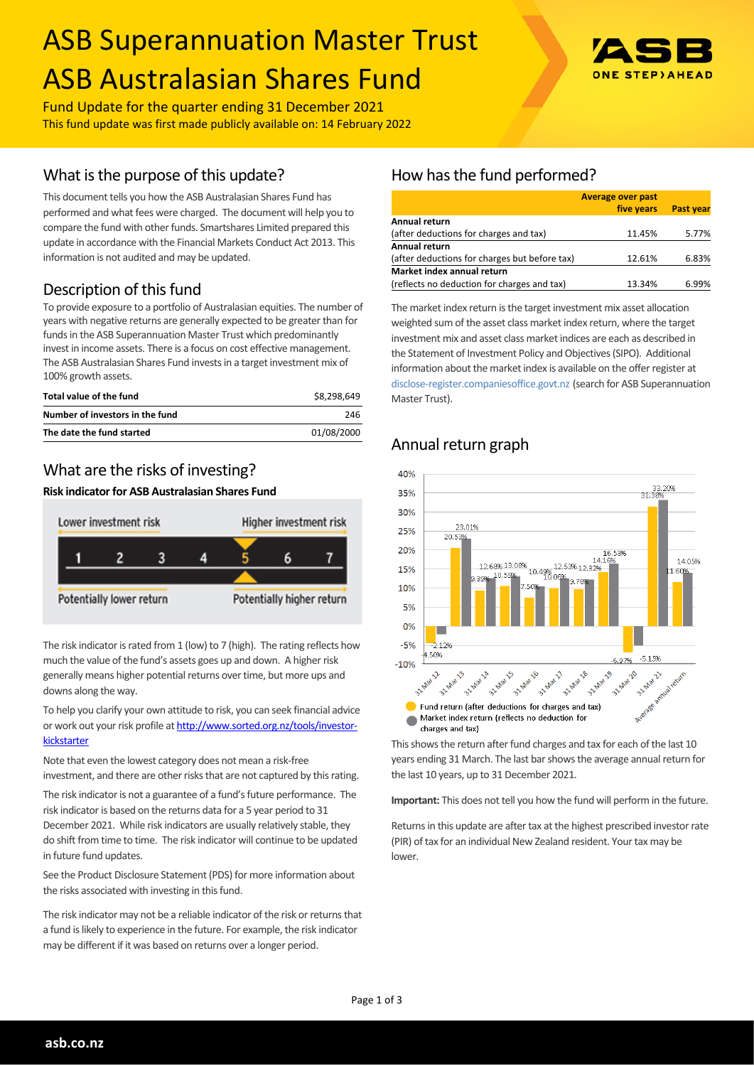# ASB Superannuation Master Trust
# ASB Australasian Shares Fund

Fund Update for the quarter ending 31 December 2021

This fund update was first made publicly available on: 14 February 2022

## What is the purpose of this update?

This document tells you how the ASB Australasian Shares Fund has performed and what fees were charged. The document will help you to compare the fund with other funds. Smartshares Limited prepared this update in accordance with the Financial Markets Conduct Act 2013. This information is not audited and may be updated.

## Description of this fund

To provide exposure to a portfolio of Australasian equities. The number of years with negative returns are generally expected to be greater than for funds in the ASB Superannuation Master Trust which predominantly invest in income assets. There is a focus on cost effective management. The ASB Australasian Shares Fund invests in a target investment mix of 100% growth assets.

| | |
|---|---|
| **Total value of the fund** | $8,298,649 |
| **Number of investors in the fund** | 246 |
| **The date the fund started** | 01/08/2000 |

## What are the risks of investing?

**Risk indicator for ASB Australasian Shares Fund**

| Lower investment risk | | | | | | Higher investment risk |
|---|---|---|---|---|---|---|
| 1 | 2 | 3 | 4 | **5** | 6 | 7 |
| Potentially lower return | | | | | | Potentially higher return |

The risk indicator is rated from 1 (low) to 7 (high). The rating reflects how much the value of the fund's assets goes up and down. A higher risk generally means higher potential returns over time, but more ups and downs along the way.

To help you clarify your own attitude to risk, you can seek financial advice or work out your risk profile at http://www.sorted.org.nz/tools/investor-kickstarter

Note that even the lowest category does not mean a risk-free investment, and there are other risks that are not captured by this rating.

The risk indicator is not a guarantee of a fund's future performance. The risk indicator is based on the returns data for a 5 year period to 31 December 2021. While risk indicators are usually relatively stable, they do shift from time to time. The risk indicator will continue to be updated in future fund updates.

See the Product Disclosure Statement (PDS) for more information about the risks associated with investing in this fund.

The risk indicator may not be a reliable indicator of the risk or returns that a fund is likely to experience in the future. For example, the risk indicator may be different if it was based on returns over a longer period.

## How has the fund performed?

| | Average over past five years | Past year |
|---|---|---|
| **Annual return** (after deductions for charges and tax) | 11.45% | 5.77% |
| **Annual return** (after deductions for charges but before tax) | 12.61% | 6.83% |
| **Market index annual return** (reflects no deduction for charges and tax) | 13.34% | 6.99% |

The market index return is the target investment mix asset allocation weighted sum of the asset class market index return, where the target investment mix and asset class market indices are each as described in the Statement of Investment Policy and Objectives (SIPO). Additional information about the market index is available on the offer register at disclose-register.companiesoffice.govt.nz (search for ASB Superannuation Master Trust).

## Annual return graph

| | Fund return (after deductions for charges and tax) | Market index return (reflects no deduction for charges and tax) |
|---|---|---|
| 31 Mar 12 | -4.50% | -2.12% |
| 31 Mar 13 | 20.53% | 23.01% |
| 31 Mar 14 | 9.39% | 12.60% |
| 31 Mar 15 | 10.59% | 13.08% |
| 31 Mar 16 | 7.50% | 10.49% |
| 31 Mar 17 | 10.06% | 12.53% |
| 31 Mar 18 | 9.78% | 12.32% |
| 31 Mar 19 | 14.16% | 16.53% |
| 31 Mar 20 | -6.97% | -5.19% |
| 31 Mar 21 | 31.38% | 33.20% |
| Average annual return | 11.60% | 14.05% |

This shows the return after fund charges and tax for each of the last 10 years ending 31 March. The last bar shows the average annual return for the last 10 years, up to 31 December 2021.

**Important:** This does not tell you how the fund will perform in the future.

Returns in this update are after tax at the highest prescribed investor rate (PIR) of tax for an individual New Zealand resident. Your tax may be lower.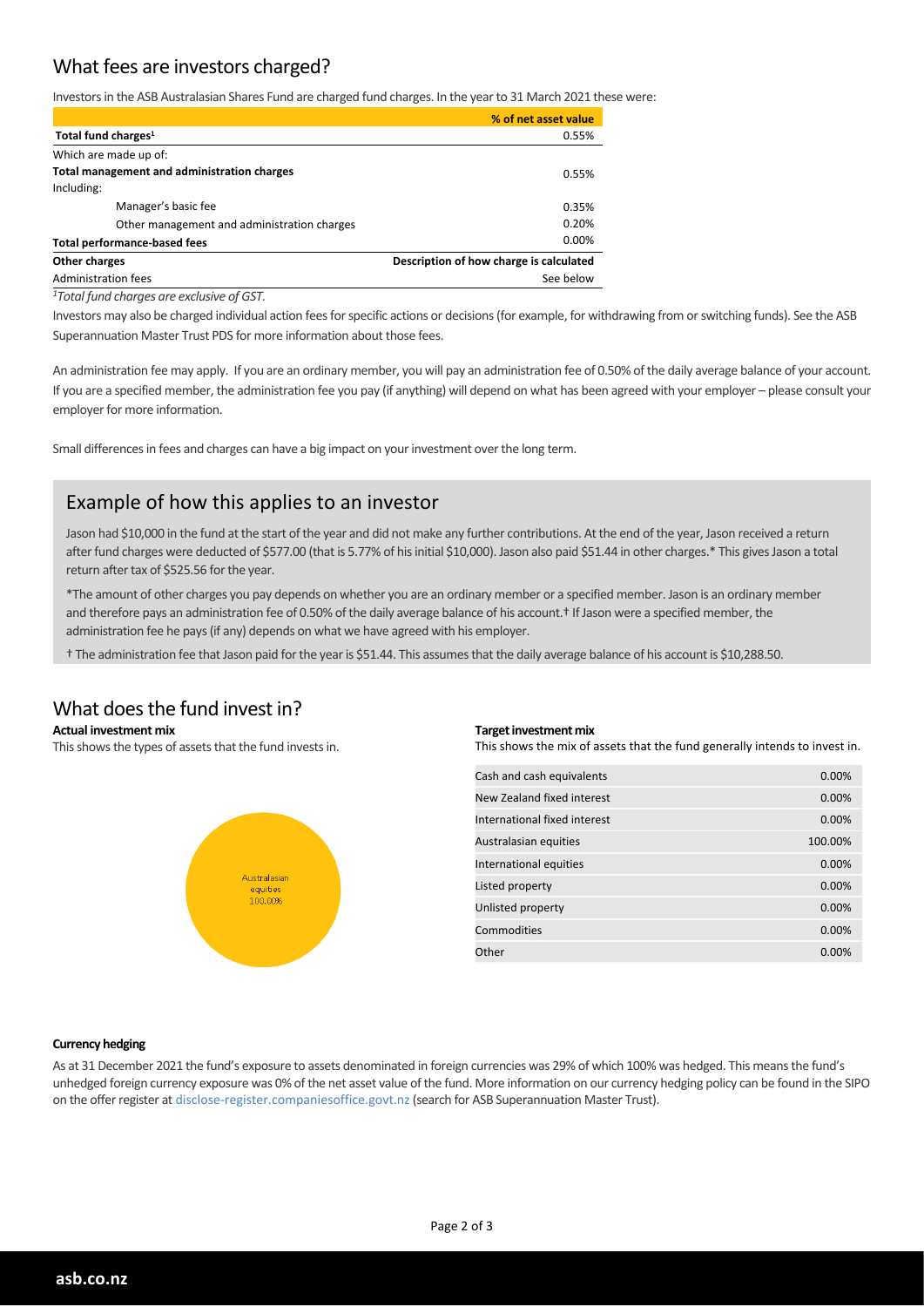## What fees are investors charged?

Investors in the ASB Australasian Shares Fund are charged fund charges. In the year to 31 March 2021 these were:

| | % of net asset value |
|---|---|
| **Total fund charges**[1] | 0.55% |
| Which are made up of: | |
| **Total management and administration charges** | 0.55% |
| Including: | |
| Manager's basic fee | 0.35% |
| Other management and administration charges | 0.20% |
| **Total performance-based fees** | 0.00% |
| **Other charges** | **Description of how charge is calculated** |
| Administration fees | See below |

*[1]Total fund charges are exclusive of GST.*

Investors may also be charged individual action fees for specific actions or decisions (for example, for withdrawing from or switching funds). See the ASB Superannuation Master Trust PDS for more information about those fees.

An administration fee may apply. If you are an ordinary member, you will pay an administration fee of 0.50% of the daily average balance of your account. If you are a specified member, the administration fee you pay (if anything) will depend on what has been agreed with your employer – please consult your employer for more information.

Small differences in fees and charges can have a big impact on your investment over the long term.

### Example of how this applies to an investor

Jason had $10,000 in the fund at the start of the year and did not make any further contributions. At the end of the year, Jason received a return after fund charges were deducted of $577.00 (that is 5.77% of his initial $10,000). Jason also paid $51.44 in other charges.* This gives Jason a total return after tax of $525.56 for the year.

*The amount of other charges you pay depends on whether you are an ordinary member or a specified member. Jason is an ordinary member and therefore pays an administration fee of 0.50% of the daily average balance of his account.† If Jason were a specified member, the administration fee he pays (if any) depends on what we have agreed with his employer.

† The administration fee that Jason paid for the year is $51.44. This assumes that the daily average balance of his account is $10,288.50.

## What does the fund invest in?

**Actual investment mix**

This shows the types of assets that the fund invests in.

Australasian equities 100.00%

**Target investment mix**

This shows the mix of assets that the fund generally intends to invest in.

| Asset | % |
|---|---|
| Cash and cash equivalents | 0.00% |
| New Zealand fixed interest | 0.00% |
| International fixed interest | 0.00% |
| Australasian equities | 100.00% |
| International equities | 0.00% |
| Listed property | 0.00% |
| Unlisted property | 0.00% |
| Commodities | 0.00% |
| Other | 0.00% |

**Currency hedging**

As at 31 December 2021 the fund's exposure to assets denominated in foreign currencies was 29% of which 100% was hedged. This means the fund's unhedged foreign currency exposure was 0% of the net asset value of the fund. More information on our currency hedging policy can be found in the SIPO on the offer register at disclose-register.companiesoffice.govt.nz (search for ASB Superannuation Master Trust).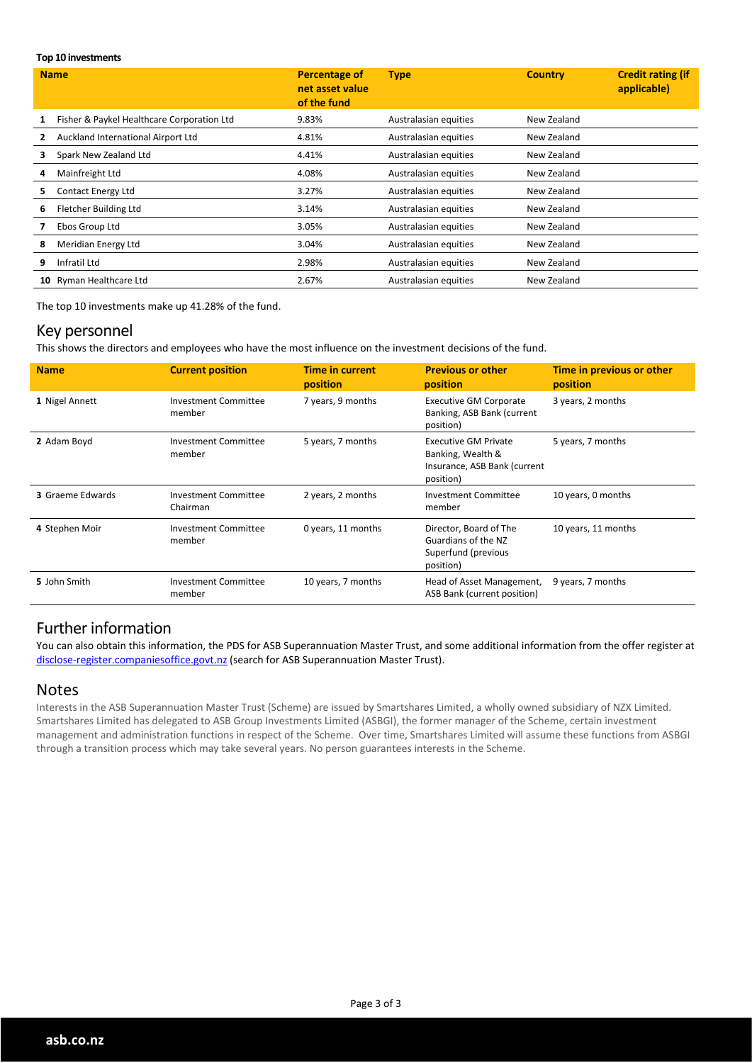**Top 10 investments**

| Name | | Percentage of net asset value of the fund | Type | Country | Credit rating (if applicable) |
|---|---|---|---|---|---|
| 1 | Fisher & Paykel Healthcare Corporation Ltd | 9.83% | Australasian equities | New Zealand | |
| 2 | Auckland International Airport Ltd | 4.81% | Australasian equities | New Zealand | |
| 3 | Spark New Zealand Ltd | 4.41% | Australasian equities | New Zealand | |
| 4 | Mainfreight Ltd | 4.08% | Australasian equities | New Zealand | |
| 5 | Contact Energy Ltd | 3.27% | Australasian equities | New Zealand | |
| 6 | Fletcher Building Ltd | 3.14% | Australasian equities | New Zealand | |
| 7 | Ebos Group Ltd | 3.05% | Australasian equities | New Zealand | |
| 8 | Meridian Energy Ltd | 3.04% | Australasian equities | New Zealand | |
| 9 | Infratil Ltd | 2.98% | Australasian equities | New Zealand | |
| 10 | Ryman Healthcare Ltd | 2.67% | Australasian equities | New Zealand | |

The top 10 investments make up 41.28% of the fund.

## Key personnel

This shows the directors and employees who have the most influence on the investment decisions of the fund.

| Name | Current position | Time in current position | Previous or other position | Time in previous or other position |
|---|---|---|---|---|
| **1** Nigel Annett | Investment Committee member | 7 years, 9 months | Executive GM Corporate Banking, ASB Bank (current position) | 3 years, 2 months |
| **2** Adam Boyd | Investment Committee member | 5 years, 7 months | Executive GM Private Banking, Wealth & Insurance, ASB Bank (current position) | 5 years, 7 months |
| **3** Graeme Edwards | Investment Committee Chairman | 2 years, 2 months | Investment Committee member | 10 years, 0 months |
| **4** Stephen Moir | Investment Committee member | 0 years, 11 months | Director, Board of The Guardians of the NZ Superfund (previous position) | 10 years, 11 months |
| **5** John Smith | Investment Committee member | 10 years, 7 months | Head of Asset Management, ASB Bank (current position) | 9 years, 7 months |

## Further information

You can also obtain this information, the PDS for ASB Superannuation Master Trust, and some additional information from the offer register at disclose-register.companiesoffice.govt.nz (search for ASB Superannuation Master Trust).

## Notes

Interests in the ASB Superannuation Master Trust (Scheme) are issued by Smartshares Limited, a wholly owned subsidiary of NZX Limited. Smartshares Limited has delegated to ASB Group Investments Limited (ASBGI), the former manager of the Scheme, certain investment management and administration functions in respect of the Scheme. Over time, Smartshares Limited will assume these functions from ASBGI through a transition process which may take several years. No person guarantees interests in the Scheme.